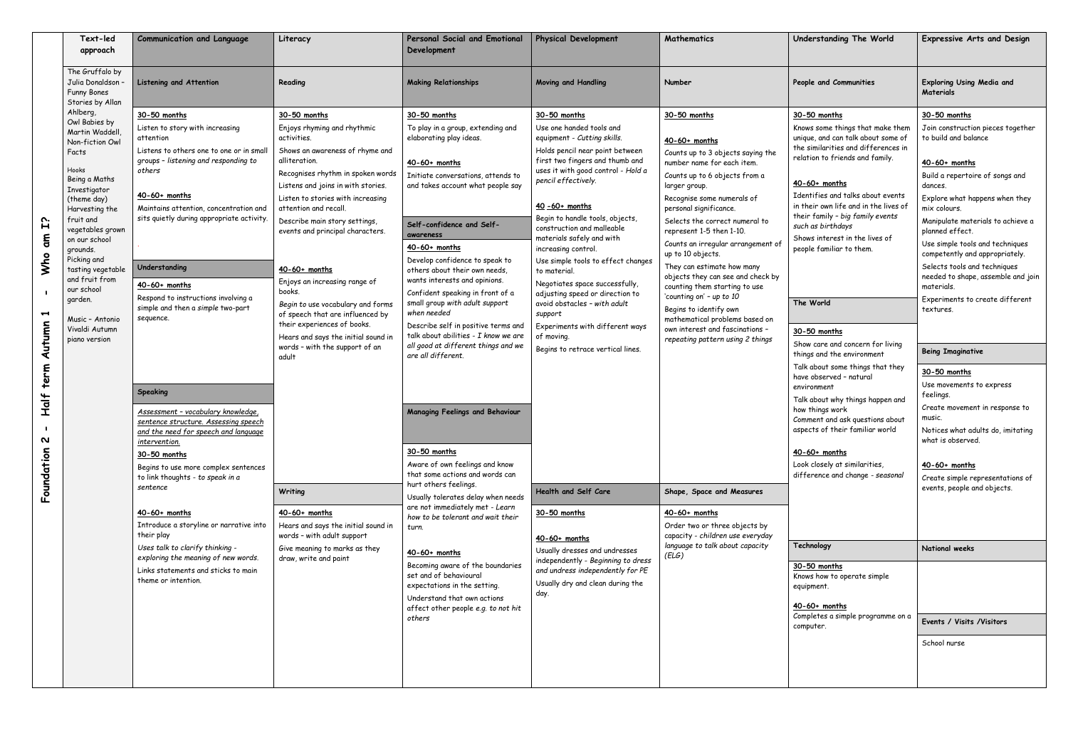**Foundation 2 - Half term Autumn 1 - Who am I?**

| Text-led approach | Communication and Language | Literacy | Personal Social and Emotional Development | Physical Development | Mathematics | Understanding The World | Expressive Arts and Design |
|---|---|---|---|---|---|---|---|
| The Gruffalo by Julia Donaldson – Funny Bones Stories by Allan Ahlberg, Owl Babies by Martin Waddell, Non-fiction Owl Facts<br><br>Hooks<br>Being a Maths Investigator<br>Harvesting the fruit and vegetables grown on our school grounds.<br>Picking and tasting vegetable and fruit from our school garden.<br><br>Music – Antonio Vivaldi Autumn piano version | **Listening and Attention**<br><br>30-50 months<br>Listen to story with increasing attention<br>Listens to others one to one or in small groups – *listening and responding to others*<br><br>40-60+ months<br>Maintains attention, concentration and sits quietly during appropriate activity.<br><br>**Understanding**<br><br>40-60+ months<br>Respond to instructions involving a simple and then a *simple* two-part sequence.<br><br>**Speaking**<br><br>*Assessment – vocabulary knowledge, sentence structure. Assessing speech and the need for speech and language intervention.*<br><br>30-50 months<br>Begins to use more complex sentences to link thoughts - *to speak in a sentence*<br><br>40-60+ months<br>Introduce a storyline or narrative into their play<br>*Uses talk to clarify thinking - exploring the meaning of new words.*<br>Links statements and sticks to main theme or intention. | **Reading**<br><br>30-50 months<br>Enjoys rhyming and rhythmic activities.<br>Shows an awareness of rhyme and alliteration.<br>Recognises rhythm in spoken words<br>Listens and joins in with stories.<br>Listen to stories with increasing attention and recall.<br>Describe main story settings, events and principal characters.<br><br>40-60+ months<br>Enjoys an increasing range of books.<br>*Begin to* use vocabulary and forms of speech that are influenced by their experiences of books.<br>Hears and says the initial sound in words – with the support of an adult<br><br>**Writing**<br><br>40-60+ months<br>Hears and says the initial sound in words – with adult support<br>Give meaning to marks as they draw, write and paint | **Making Relationships**<br><br>30-50 months<br>To play in a group, extending and elaborating play ideas.<br><br>40-60+ months<br>Initiate conversations, attends to and takes account what people say<br><br>**Self-confidence and Self-awareness**<br><br>40-60+ months<br>Develop confidence to speak to others about their own needs, wants interests and opinions.<br>Confident speaking in front of a small group *with adult support when needed*<br>Describe self in positive terms and talk about abilities - *I know we are all good at different things and we are all different.*<br><br>**Managing Feelings and Behaviour**<br><br>30-50 months<br>Aware of own feelings and know that some actions and words can hurt others feelings.<br>Usually tolerates delay when needs are not immediately met - *Learn how to be tolerant and wait their turn.*<br><br>40-60+ months<br>Becoming aware of the boundaries set and of behavioural expectations in the setting.<br>Understand that own actions affect other people *e.g. to not hit others* | **Moving and Handling**<br><br>30-50 months<br>Use one handed tools and equipment - *Cutting skills.*<br>Holds pencil near point between first two fingers and thumb and uses it with good control - *Hold a pencil effectively.*<br><br>40 -60+ months<br>Begin to handle tools, objects, construction and malleable materials safely and with increasing control.<br>Use simple tools to effect changes to material.<br>Negotiates space successfully, adjusting speed or direction to avoid obstacles – *with adult support*<br>Experiments with different ways of moving.<br>Begins to retrace vertical lines.<br><br>**Health and Self Care**<br><br>30-50 months<br><br>40-60+ months<br>Usually dresses and undresses independently - *Beginning to dress and undress independently for PE*<br>Usually dry and clean during the day. | **Number**<br><br>30-50 months<br><br>40-60+ months<br>Counts up to 3 objects saying the number name for each item.<br>Counts up to 6 objects from a larger group.<br>Recognise some numerals of personal significance.<br>Selects the correct numeral to represent 1-5 then 1-10.<br>Counts an irregular arrangement of up to 10 objects.<br>They can estimate how many objects they can see and check by counting them starting to use 'counting on' – *up to 10*<br>Begins to identify own mathematical problems based on own interest and fascinations – *repeating pattern using 2 things*<br><br>**Shape, Space and Measures**<br><br>40-60+ months<br>Order two or three objects by capacity - *children use everyday language to talk about capacity (ELG)* | **People and Communities**<br><br>30-50 months<br>Knows some things that make them unique, and can talk about some of the similarities and differences in relation to friends and family.<br><br>40-60+ months<br>Identifies and talks about events in their own life and in the lives of their family – *big family events such as birthdays*<br>Shows interest in the lives of people familiar to them.<br><br>**The World**<br><br>30-50 months<br>Show care and concern for living things and the environment<br>Talk about some things that they have observed – natural environment<br>Talk about why things happen and how things work<br>Comment and ask questions about aspects of their familiar world<br><br>40-60+ months<br>Look closely at similarities, difference and change - *seasonal*<br><br>**Technology**<br><br>30-50 months<br>Knows how to operate simple equipment.<br><br>40-60+ months<br>Completes a simple programme on a computer. | **Exploring Using Media and Materials**<br><br>30-50 months<br>Join construction pieces together to build and balance<br><br>40-60+ months<br>Build a repertoire of songs and dances.<br>Explore what happens when they mix colours.<br>Manipulate materials to achieve a planned effect.<br>Use simple tools and techniques competently and appropriately.<br>Selects tools and techniques needed to shape, assemble and join materials.<br>Experiments to create different textures.<br><br>**Being Imaginative**<br><br>30-50 months<br>Use movements to express feelings.<br>Create movement in response to music.<br>Notices what adults do, imitating what is observed.<br><br>40-60+ months<br>Create simple representations of events, people and objects.<br><br>**National weeks**<br><br>**Events / Visits /Visitors**<br><br>School nurse |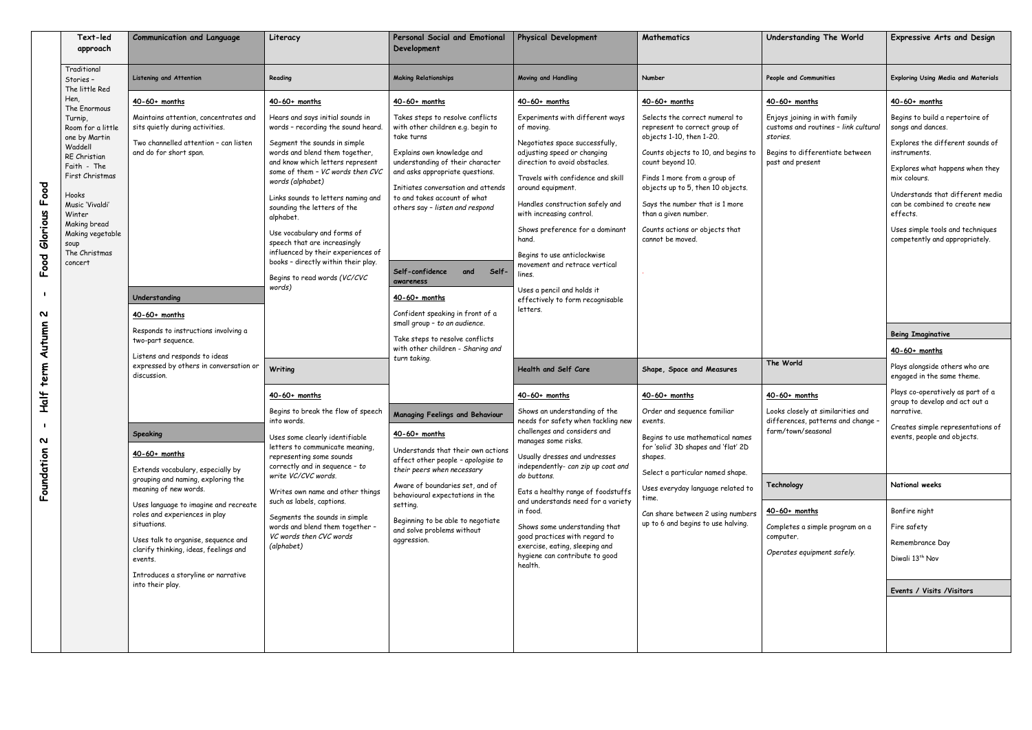# Foundation 2 - Half term Autumn 2 - Food Glorious Food

| Text-led approach | Communication and Language | Literacy | Personal Social and Emotional Development | Physical Development | Mathematics | Understanding The World | Expressive Arts and Design |
|---|---|---|---|---|---|---|---|
| Traditional Stories – The little Red Hen, The Enormous Turnip, Room for a little one by Martin Waddell<br>RE Christian Faith - The First Christmas<br><br>Hooks<br>Music 'Vivaldi' Winter<br>Making bread<br>Making vegetable soup<br>The Christmas concert | **Listening and Attention**<br><br>40-60+ months<br><br>Maintains attention, concentrates and sits quietly during activities.<br><br>Two channelled attention – can listen and do for short span. | **Reading**<br><br>40-60+ months<br><br>Hears and says initial sounds in words – recording the sound heard.<br><br>Segment the sounds in simple words and blend them together, and know which letters represent some of them – *VC words then CVC words (alphabet)*<br><br>Links sounds to letters naming and sounding the letters of the alphabet.<br><br>Use vocabulary and forms of speech that are increasingly influenced by their experiences of books – directly within their play.<br><br>Begins to read words *(VC/CVC words)* | **Making Relationships**<br><br>40-60+ months<br><br>Takes steps to resolve conflicts with other children e.g. begin to take turns<br><br>Explains own knowledge and understanding of their character and asks appropriate questions.<br><br>Initiates conversation and attends to and takes account of what others say – *listen and respond* | **Moving and Handling**<br><br>40-60+ months<br><br>Experiments with different ways of moving.<br><br>Negotiates space successfully, adjusting speed or changing direction to avoid obstacles.<br><br>Travels with confidence and skill around equipment.<br><br>Handles construction safely and with increasing control.<br><br>Shows preference for a dominant hand.<br><br>Begins to use anticlockwise movement and retrace vertical lines.<br><br>Uses a pencil and holds it effectively to form recognisable letters. | **Number**<br><br>40-60+ months<br><br>Selects the correct numeral to represent to correct group of objects 1-10, then 1-20.<br><br>Counts objects to 10, and begins to count beyond 10.<br><br>Finds 1 more from a group of objects up to 5, then 10 objects.<br><br>Says the number that is 1 more than a given number.<br><br>Counts actions or objects that cannot be moved. | **People and Communities**<br><br>40-60+ months<br><br>Enjoys joining in with family customs and routines – *link cultural stories.*<br><br>Begins to differentiate between past and present | **Exploring Using Media and Materials**<br><br>40-60+ months<br><br>Begins to build a repertoire of songs and dances.<br><br>Explores the different sounds of instruments.<br><br>Explores what happens when they mix colours.<br><br>Understands that different media can be combined to create new effects.<br><br>Uses simple tools and techniques competently and appropriately. |
| | **Understanding**<br><br>40-60+ months<br><br>Responds to instructions involving a two-part sequence.<br><br>Listens and responds to ideas expressed by others in conversation or discussion. | **Writing**<br><br>40-60+ months<br><br>Begins to break the flow of speech into words.<br><br>Uses some clearly identifiable letters to communicate meaning, representing some sounds correctly and in sequence – *to write VC/CVC words.*<br><br>Writes own name and other things such as labels, captions.<br><br>Segments the sounds in simple words and blend them together – *VC words then CVC words (alphabet)* | **Self-confidence and Self-awareness**<br><br>40-60+ months<br><br>Confident speaking in front of a small group – *to an audience.*<br><br>Take steps to resolve conflicts with other children - *Sharing and turn taking.* | **Health and Self Care**<br><br>40-60+ months<br><br>Shows an understanding of the needs for safety when tackling new challenges and considers and manages some risks.<br><br>Usually dresses and undresses independently- *can zip up coat and do buttons.*<br><br>Eats a healthy range of foodstuffs and understands need for a variety in food.<br><br>Shows some understanding that good practices with regard to exercise, eating, sleeping and hygiene can contribute to good health. | **Shape, Space and Measures**<br><br>40-60+ months<br><br>Order and sequence familiar events.<br><br>Begins to use mathematical names for 'solid' 3D shapes and 'flat' 2D shapes.<br><br>Select a particular named shape.<br><br>Uses everyday language related to time.<br><br>Can share between 2 using numbers up to 6 and begins to use halving. | **The World**<br><br>40-60+ months<br><br>Looks closely at similarities and differences, patterns and change – farm/town/seasonal | **Being Imaginative**<br><br>40-60+ months<br><br>Plays alongside others who are engaged in the same theme.<br><br>Plays co-operatively as part of a group to develop and act out a narrative.<br><br>Creates simple representations of events, people and objects. |
| | **Speaking**<br><br>40-60+ months<br><br>Extends vocabulary, especially by grouping and naming, exploring the meaning of new words.<br><br>Uses language to imagine and recreate roles and experiences in play situations.<br><br>Uses talk to organise, sequence and clarify thinking, ideas, feelings and events.<br><br>Introduces a storyline or narrative into their play. | | **Managing Feelings and Behaviour**<br><br>40-60+ months<br><br>Understands that their own actions affect other people – *apologise to their peers when necessary*<br><br>Aware of boundaries set, and of behavioural expectations in the setting.<br><br>Beginning to be able to negotiate and solve problems without aggression. | | | **Technology**<br><br>40-60+ months<br><br>Completes a simple program on a computer.<br><br>*Operates equipment safely.* | **National weeks**<br><br>Bonfire night<br><br>Fire safety<br><br>Remembrance Day<br><br>Diwali 13th Nov<br><br>**Events / Visits /Visitors** |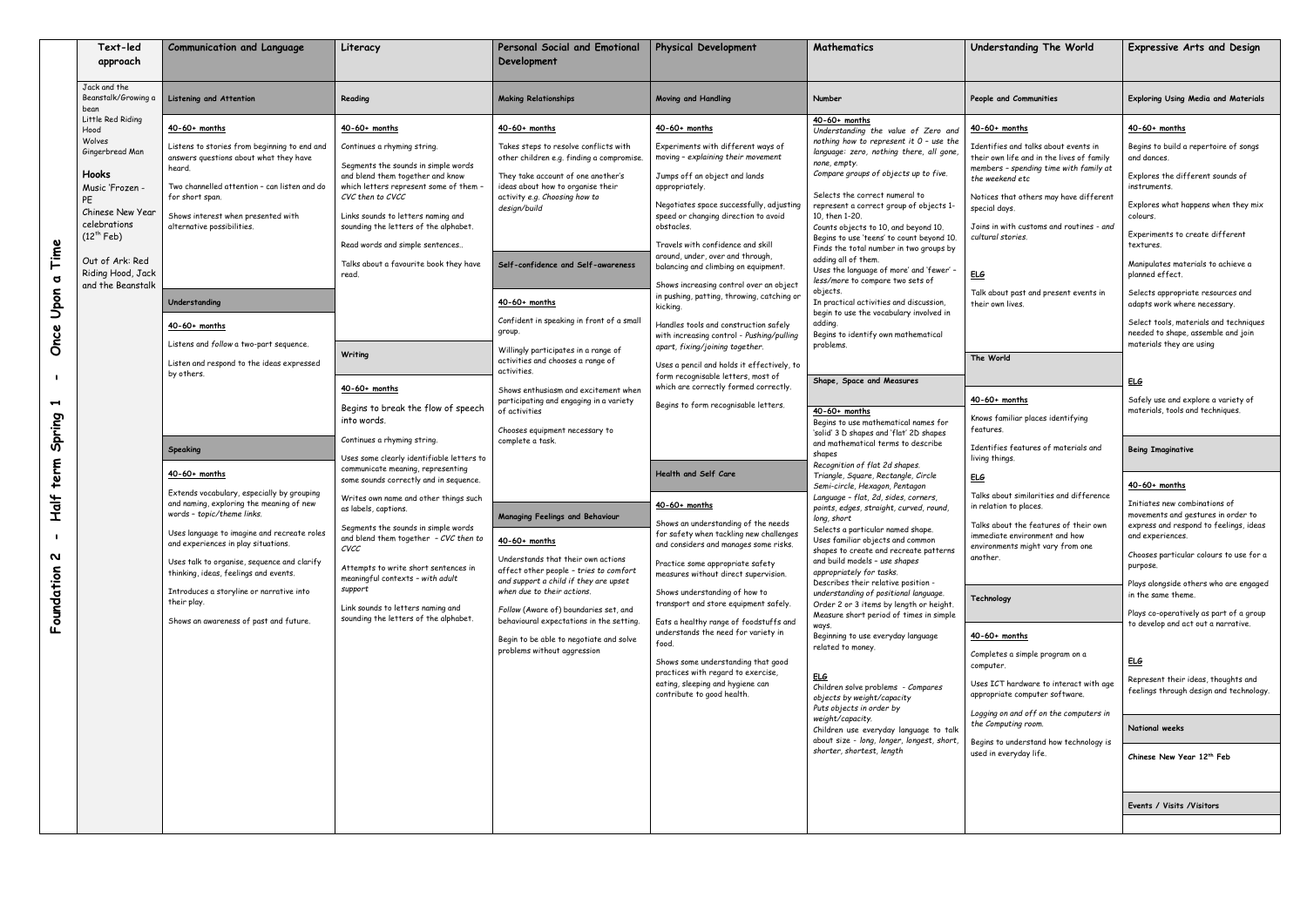# Foundation 2 - Half term Spring 1 - Once Upon a Time

| Text-led approach | Communication and Language | Literacy | Personal Social and Emotional Development | Physical Development | Mathematics | Understanding The World | Expressive Arts and Design |
|---|---|---|---|---|---|---|---|
| Jack and the Beanstalk/Growing a bean<br>Little Red Riding Hood<br>Wolves<br>Gingerbread Man<br><br>**Hooks**<br>Music 'Frozen - PE<br>Chinese New Year celebrations (12th Feb)<br><br>Out of Ark: Red Riding Hood, Jack and the Beanstalk | **Listening and Attention**<br><br>40-60+ months<br><br>Listens to stories from beginning to end and answers questions about what they have heard.<br><br>Two channelled attention – can listen and do for short span.<br><br>Shows interest when presented with alternative possibilities.<br><br>**Understanding**<br><br>40-60+ months<br><br>Listens and *follow* a two-part sequence.<br><br>Listen and respond to the ideas expressed by others.<br><br>**Speaking**<br><br>40-60+ months<br><br>Extends vocabulary, especially by grouping and naming, exploring the meaning of new words – *topic/theme links.*<br><br>Uses language to imagine and recreate roles and experiences in play situations.<br><br>Uses talk to organise, sequence and clarify thinking, ideas, feelings and events.<br><br>Introduces a storyline or narrative into their play.<br><br>Shows an awareness of past and future. | **Reading**<br><br>40-60+ months<br><br>Continues a rhyming string.<br><br>Segments the sounds in simple words and blend them together and know which letters represent some of them – *CVC then to CVCC*<br><br>Links sounds to letters naming and sounding the letters of the alphabet.<br><br>Read words and simple sentences..<br><br>Talks about a favourite book they have read.<br><br>**Writing**<br><br>40-60+ months<br><br>Begins to break the flow of speech into words.<br><br>Continues a rhyming string.<br><br>Uses some clearly identifiable letters to communicate meaning, representing some sounds correctly and in sequence.<br><br>Writes own name and other things such as labels, captions.<br><br>Segments the sounds in simple words and blend them together – *CVC then to CVCC*<br><br>Attempts to write short sentences in meaningful contexts – *with adult support*<br><br>Link sounds to letters naming and sounding the letters of the alphabet. | **Making Relationships**<br><br>40-60+ months<br><br>Takes steps to resolve conflicts with other children e.g. finding a compromise.<br><br>They take account of one another's ideas about how to organise their activity *e.g. Choosing how to design/build*<br><br>**Self-confidence and Self-awareness**<br><br>40-60+ months<br><br>Confident in speaking in front of a small group.<br><br>Willingly participates in a range of activities and chooses a range of activities.<br><br>Shows enthusiasm and excitement when participating and engaging in a variety of activities<br><br>Chooses equipment necessary to complete a task.<br><br>**Managing Feelings and Behaviour**<br><br>40-60+ months<br><br>Understands that their own actions affect other people – *tries to comfort and support a child if they are upset when due to their actions.*<br><br>*Follow* (Aware of) boundaries set, and behavioural expectations in the setting.<br><br>Begin to be able to negotiate and solve problems without aggression | **Moving and Handling**<br><br>40-60+ months<br><br>Experiments with different ways of moving – *explaining their movement*<br><br>Jumps off an object and lands appropriately.<br><br>Negotiates space successfully, adjusting speed or changing direction to avoid obstacles.<br><br>Travels with confidence and skill around, under, over and through, balancing and climbing on equipment.<br><br>Shows increasing control over an object in pushing, patting, throwing, catching or kicking.<br><br>Handles tools and construction safely with increasing control - *Pushing/pulling apart, fixing/joining together.*<br><br>Uses a pencil and holds it effectively, to form recognisable letters, most of which are correctly formed correctly.<br><br>Begins to form recognisable letters.<br><br>**Health and Self Care**<br><br>40-60+ months<br><br>Shows an understanding of the needs for safety when tackling new challenges and considers and manages some risks.<br><br>Practice some appropriate safety measures without direct supervision.<br><br>Shows understanding of how to transport and store equipment safely.<br><br>Eats a healthy range of foodstuffs and understands the need for variety in food.<br><br>Shows some understanding that good practices with regard to exercise, eating, sleeping and hygiene can contribute to good health. | **Number**<br><br>40-60+ months<br>*Understanding the value of Zero and nothing how to represent it 0 – use the language: zero, nothing there, all gone, none, empty.*<br>*Compare groups of objects up to five.*<br><br>Selects the correct numeral to represent a correct group of objects 1-10, then 1-20.<br>Counts objects to 10, and beyond 10.<br>Begins to use 'teens' to count beyond 10.<br>Finds the total number in two groups by adding all of them.<br>Uses the language of more' and 'fewer' – *less/more to compare two sets of objects.*<br>In practical activities and discussion, begin to use the vocabulary involved in adding.<br>Begins to identify own mathematical problems.<br><br>**Shape, Space and Measures**<br><br>40-60+ months<br>Begins to use mathematical names for 'solid' 3 D shapes and 'flat' 2D shapes and mathematical terms to describe shapes<br>*Recognition of flat 2d shapes. Triangle, Square, Rectangle, Circle Semi-circle, Hexagon, Pentagon*<br>*Language – flat, 2d, sides, corners, points, edges, straight, curved, round, long, short*<br>Selects a particular named shape.<br>Uses familiar objects and common shapes to create and recreate patterns and build models – *use shapes appropriately for tasks.*<br>Describes their relative position - *understanding of positional language.*<br>Order 2 or 3 items by length or height.<br>Measure short period of times in simple ways.<br>Beginning to use everyday language related to money.<br><br>ELG<br>*Children solve problems - Compares objects by weight/capacity*<br>*Puts objects in order by weight/capacity.*<br>*Children use everyday language to talk about size - long, longer, longest, short, shorter, shortest, length* | **People and Communities**<br><br>40-60+ months<br><br>Identifies and talks about events in their own life and in the lives of family members – *spending time with family at the weekend etc*<br><br>Notices that others may have different special days.<br><br>Joins in with customs and routines - *and cultural stories.*<br><br>ELG<br><br>Talk about past and present events in their own lives.<br><br>**The World**<br><br>40-60+ months<br><br>Knows familiar places identifying features.<br><br>Identifies features of materials and living things.<br><br>ELG<br><br>Talks about similarities and difference in relation to places.<br><br>Talks about the features of their own immediate environment and how environments might vary from one another.<br><br>**Technology**<br><br>40-60+ months<br><br>Completes a simple program on a computer.<br><br>Uses ICT hardware to interact with age appropriate computer software.<br><br>*Logging on and off on the computers in the Computing room.*<br><br>Begins to understand how technology is used in everyday life. | **Exploring Using Media and Materials**<br><br>40-60+ months<br><br>Begins to build a repertoire of songs and dances.<br><br>Explores the different sounds of instruments.<br><br>Explores what happens when they mix colours.<br><br>Experiments to create different textures.<br><br>Manipulates materials to achieve a planned effect.<br><br>Selects appropriate resources and adapts work where necessary.<br><br>Select tools, materials and techniques needed to shape, assemble and join materials they are using<br><br>ELG<br><br>Safely use and explore a variety of materials, tools and techniques.<br><br>**Being Imaginative**<br><br>40-60+ months<br><br>Initiates new combinations of movements and gestures in order to express and respond to feelings, ideas and experiences.<br><br>Chooses particular colours to use for a purpose.<br><br>Plays alongside others who are engaged in the same theme.<br><br>Plays co-operatively as part of a group to develop and act out a narrative.<br><br>ELG<br><br>Represent their ideas, thoughts and feelings through design and technology.<br><br>**National weeks**<br><br>**Chinese New Year 12th Feb**<br><br>**Events / Visits /Visitors** |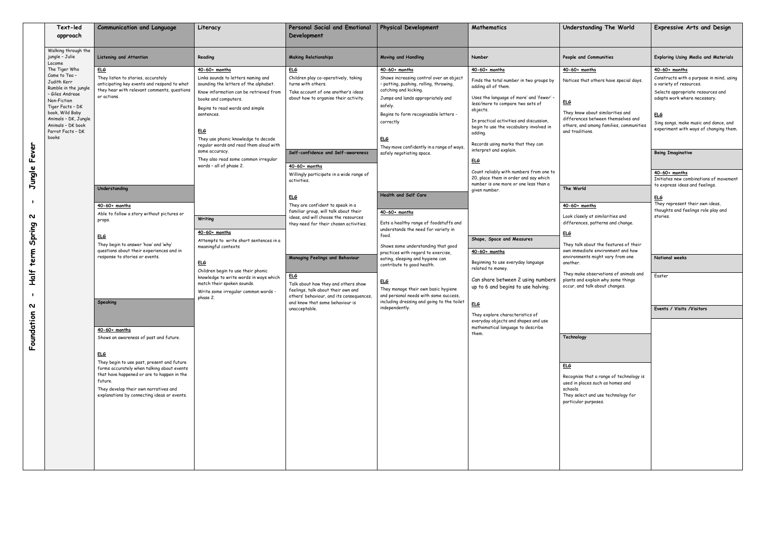# Foundation 2 - Half term Spring 2 - Jungle Fever

| Text-led approach | Communication and Language | Literacy | Personal Social and Emotional Development | Physical Development | Mathematics | Understanding The World | Expressive Arts and Design |
|---|---|---|---|---|---|---|---|
| Walking through the jungle – Julie Lacome<br>The Tiger Who Came to Tea – Judith Kerr<br>Rumble in the jungle – Giles Andreae<br>Non-Fiction<br>Tiger Facts – DK book, Wild Baby Animals – DK, Jungle Animals – DK book<br>Parrot Facts – DK books | **Listening and Attention**<br><br>**ELG**<br>They listen to stories, accurately anticipating key events and respond to what they hear with relevant comments, questions or actions.<br><br>**Understanding**<br><br>**40-60+ months**<br>Able to follow a story without pictures or props.<br><br>**ELG**<br>They begin to answer 'how' and 'why' questions about their experiences and in response to stories or events.<br><br>**Speaking**<br><br>**40-60+ months**<br>Shows an awareness of past and future.<br><br>**ELG**<br>They begin to use past, present and future forms accurately when talking about events that have happened or are to happen in the future.<br>They develop their own narratives and explanations by connecting ideas or events. | **Reading**<br><br>**40-60+ months**<br>Links sounds to letters naming and sounding the letters of the alphabet.<br>Know information can be retrieved from books and computers.<br>Begins to read words and simple sentences.<br><br>**ELG**<br>They use phonic knowledge to decode regular words and read them aloud with some accuracy.<br>They also read some common irregular words – all of phase 2.<br><br>**Writing**<br><br>**40-60+ months**<br>Attempts to write short sentences in a meaningful contexts<br><br>**ELG**<br>Children begin to use their phonic knowledge to write words in ways which match their spoken sounds.<br>Write some irregular common words - phase 2. | **Making Relationships**<br><br>**ELG**<br>Children play co-operatively, taking turns with others.<br>Take account of one another's ideas about how to organise their activity.<br><br>**Self-confidence and Self-awareness**<br><br>**40-60+ months**<br>Willingly participate in a wide range of activities.<br><br>**ELG**<br>They are confident to speak in a familiar group, will talk about their ideas, and will choose the resources they need for their chosen activities.<br><br>**Managing Feelings and Behaviour**<br><br>**ELG**<br>Talk about how they and others show feelings, talk about their own and others' behaviour, and its consequences, and know that some behaviour is unacceptable. | **Moving and Handling**<br><br>**40-60+ months**<br>Shows increasing control over an object – patting, pushing, rolling, throwing, catching and kicking.<br>Jumps and lands appropriately and safely.<br>Begins to form recognisable letters - correctly<br><br>**ELG**<br>They move confidently in a range of ways, safely negotiating space.<br><br>**Health and Self Care**<br><br>**40-60+ months**<br>Eats a healthy range of foodstuffs and understands the need for variety in food.<br>Shows some understanding that good practices with regard to exercise, eating, sleeping and hygiene can contribute to good health.<br><br>**ELG**<br>They manage their own basic hygiene and personal needs with some success, including dressing and going to the toilet independently. | **Number**<br><br>**40-60+ months**<br>Finds the total number in two groups by adding all of them.<br>Uses the language of more' and 'fewer' – *less/*more to compare two sets of objects.<br>In practical activities and discussion, begin to use the vocabulary involved in adding.<br>Records using marks that they can interpret and explain.<br><br>**ELG**<br>Count reliably with numbers from one to 20, place them in order and say which number is one more or one less than a given number.<br><br>**Shape, Space and Measures**<br><br>**40-60+ months**<br>Beginning to use everyday language related to money.<br>Can share between 2 using numbers up to 6 and begins to use halving.<br><br>**ELG**<br>They explore characteristics of everyday objects and shapes and use mathematical language to describe them. | **People and Communities**<br><br>**40-60+ months**<br>Notices that others have special days.<br><br>**ELG**<br>They know about similarities and differences between themselves and others, and among families, communities and traditions.<br><br>**The World**<br><br>**40-60+ months**<br>Look closely at similarities and differences, patterns and change.<br><br>**ELG**<br>They talk about the features of their own immediate environment and how environments might vary from one another.<br>They make observations of animals and plants and explain why some things occur, and talk about changes.<br><br>**Technology**<br><br>**ELG**<br>Recognise that a range of technology is used in places such as homes and schools.<br>They select and use technology for particular purposes. | **Exploring Using Media and Materials**<br><br>**40-60+ months**<br>Constructs with a purpose in mind, using a variety of resources.<br>Selects appropriate resources and adapts work where necessary.<br><br>**ELG**<br>Sing songs, make music and dance, and experiment with ways of changing them.<br><br>**Being Imaginative**<br><br>**40-60+ months**<br>Initiates new combinations of movement to express ideas and feelings.<br><br>**ELG**<br>They represent their own ideas, thoughts and feelings role play and stories.<br><br>**National weeks**<br><br>Easter<br><br>**Events / Visits /Visitors** |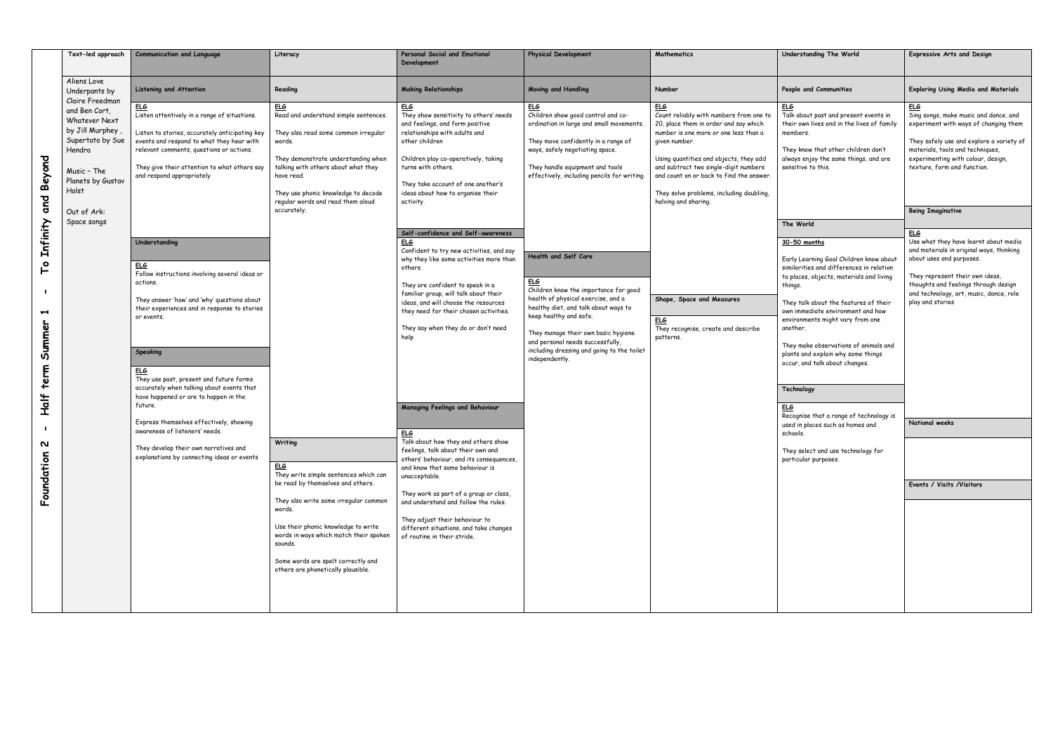# Foundation 2 - Half term Summer 1 - To Infinity and Beyond

| Text-led approach | Communication and Language | Literacy | Personal Social and Emotional Development | Physical Development | Mathematics | Understanding The World | Expressive Arts and Design |
|---|---|---|---|---|---|---|---|
| Aliens Love Underpants by Claire Freedman and Ben Cort, Whatever Next by Jill Murphey, Supertato by Sue Hendra<br><br>Music – The Planets by Gustav Holst<br><br>Out of Ark: Space songs | **Listening and Attention**<br><br>ELG<br>Listen attentively in a range of situations.<br><br>Listen to stories, accurately anticipating key events and respond to what they hear with relevant comments, questions or actions.<br><br>They give their attention to what others say and respond appropriately<br><br>**Understanding**<br><br>ELG<br>Follow instructions involving several ideas or actions.<br><br>They answer 'how' and 'why' questions about their experiences and in response to stories or events.<br><br>**Speaking**<br><br>ELG<br>They use past, present and future forms accurately when talking about events that have happened or are to happen in the future.<br><br>Express themselves effectively, showing awareness of listeners' needs.<br><br>They develop their own narratives and explanations by connecting ideas or events | **Reading**<br><br>ELG<br>Read and understand simple sentences.<br><br>They also read some common irregular words.<br><br>They demonstrate understanding when talking with others about what they have read.<br><br>They use phonic knowledge to decode regular words and read them aloud accurately.<br><br>**Writing**<br><br>ELG<br>They write simple sentences which can be read by themselves and others.<br><br>They also write some irregular common words.<br><br>Use their phonic knowledge to write words in ways which match their spoken sounds.<br><br>Some words are spelt correctly and others are phonetically plausible. | **Making Relationships**<br><br>ELG<br>They show sensitivity to others' needs and feelings, and form positive relationships with adults and other children<br><br>Children play co-operatively, taking turns with others.<br><br>They take account of one another's ideas about how to organise their activity.<br><br>**Self-confidence and Self-awareness**<br><br>ELG<br>Confident to try new activities, and say why they like some activities more than others.<br><br>They are confident to speak in a familiar group, will talk about their ideas, and will choose the resources they need for their chosen activities.<br><br>They say when they do or don't need help<br><br>**Managing Feelings and Behaviour**<br><br>ELG<br>Talk about how they and others show feelings, talk about their own and others' behaviour, and its consequences, and know that some behaviour is unacceptable.<br><br>They work as part of a group or class, and understand and follow the rules.<br><br>They adjust their behaviour to different situations, and take changes of routine in their stride. | **Moving and Handling**<br><br>ELG<br>Children show good control and co-ordination in large and small movements.<br><br>They move confidently in a range of ways, safely negotiating space.<br><br>They handle equipment and tools effectively, including pencils for writing.<br><br>**Health and Self Care**<br><br>ELG<br>Children know the importance for good health of physical exercise, and a healthy diet, and talk about ways to keep healthy and safe.<br><br>They manage their own basic hygiene and personal needs successfully, including dressing and going to the toilet independently. | **Number**<br><br>ELG<br>Count reliably with numbers from one to 20, place them in order and say which number is one more or one less than a given number.<br><br>Using quantities and objects, they add and subtract two single-digit numbers and count on or back to find the answer.<br><br>They solve problems, including doubling, halving and sharing.<br><br>**Shape, Space and Measures**<br><br>ELG<br>They recognise, create and describe patterns. | **People and Communities**<br><br>ELG<br>Talk about past and present events in their own lives and in the lives of family members.<br><br>They know that other children don't always enjoy the same things, and are sensitive to this.<br><br>**The World**<br><br>30-50 months<br><br>Early Learning Goal Children know about similarities and differences in relation to places, objects, materials and living things.<br><br>They talk about the features of their own immediate environment and how environments might vary from one another.<br><br>They make observations of animals and plants and explain why some things occur, and talk about changes.<br><br>**Technology**<br><br>ELG<br>Recognise that a range of technology is used in places such as homes and schools.<br><br>They select and use technology for particular purposes. | **Exploring Using Media and Materials**<br><br>ELG<br>Sing songs, make music and dance, and experiment with ways of changing them<br><br>They safely use and explore a variety of materials, tools and techniques, experimenting with colour, design, texture, form and function.<br><br>**Being Imaginative**<br><br>ELG<br>Use what they have learnt about media and materials in original ways, thinking about uses and purposes.<br><br>They represent their own ideas, thoughts and feelings through design and technology, art, music, dance, role play and stories<br><br>**National weeks**<br><br>**Events / Visits /Visitors** |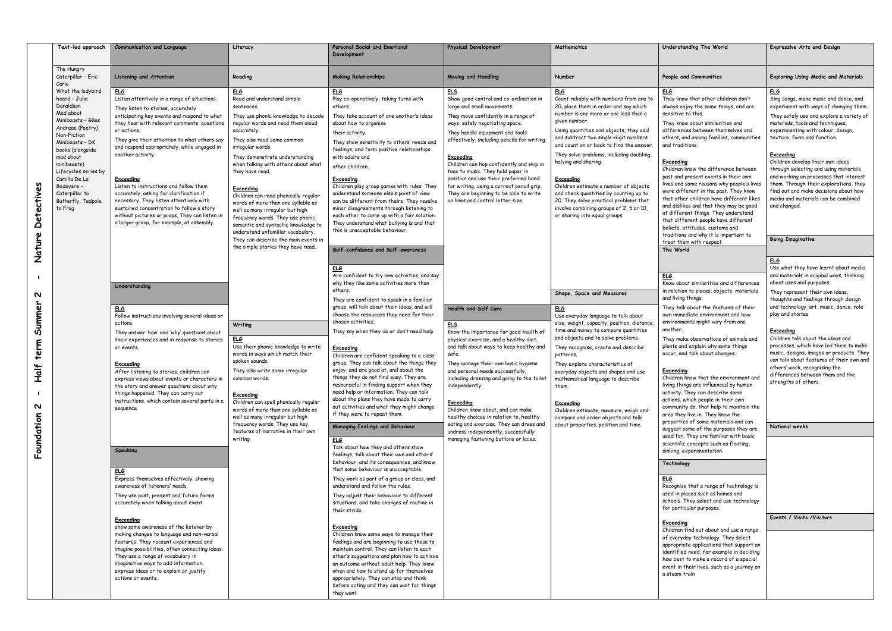| Foundation 2 – Half term Summer 2 – Nature Detectives | Text-led approach | Communication and Language | Literacy | Personal Social and Emotional Development | Physical Development | Mathematics | Understanding The World | Expressive Arts and Design |
|---|---|---|---|---|---|---|---|---|
| | The Hungry Caterpillar – Eric Carle<br>What the ladybird heard – Julia Donaldson<br>Mad about Minibeasts – Giles Andreae (Poetry)<br>Non-Fiction<br>Minibeasts – DK books (alongside mad about minibeasts)<br>Lifecycles series by Camilla De La Bedoyere - Caterpillar to Butterfly, Tadpole to Frog | **Listening and Attention**<br><br>ELG<br>Listen attentively in a range of situations. They listen to stories, accurately anticipating key events and respond to what they hear with relevant comments, questions or actions.<br>They give their attention to what others say and respond appropriately, while engaged in another activity.<br><br>Exceeding<br>Listen to instructions and follow them accurately, asking for clarification if necessary. They listen attentively with sustained concentration to follow a story without pictures or props. They can listen in a larger group, for example, at assembly.<br><br>**Understanding**<br><br>ELG<br>Follow instructions involving several ideas or actions.<br>They answer 'how' and 'why' questions about their experiences and in response to stories or events.<br><br>Exceeding<br>After listening to stories, children can express views about events or characters in the story and answer questions about why things happened. They can carry out instructions, which contain several parts in a sequence<br><br>**Speaking**<br><br>ELG<br>Express themselves effectively, showing awareness of listeners' needs.<br>They use past, present and future forms accurately when talking about event<br><br>Exceeding<br>show some awareness of the listener by making changes to language and non-verbal features. They recount experiences and imagine possibilities, often connecting ideas. They use a range of vocabulary in imaginative ways to add information, express ideas or to explain or justify actions or events. | **Reading**<br><br>ELG<br>Read and understand simple sentences.<br>They use phonic knowledge to decode regular words and read them aloud accurately.<br>They also read some common irregular words.<br>They demonstrate understanding when talking with others about what they have read.<br><br>Exceeding<br>Children can read phonically regular words of more than one syllable as well as many irregular but high frequency words. They use phonic, semantic and syntactic knowledge to understand unfamiliar vocabulary. They can describe the main events in the simple stories they have read.<br><br>**Writing**<br><br>ELG<br>Use their phonic knowledge to write words in ways which match their spoken sounds.<br>They also write some irregular common words.<br><br>Exceeding<br>Children can spell phonically regular words of more than one syllable as well as many irregular but high frequency words. They use key features of narrative in their own writing. | **Making Relationships**<br><br>ELG<br>Play co-operatively, taking turns with others.<br>They take account of one another's ideas about how to organise their activity.<br>They show sensitivity to others' needs and feelings, and form positive relationships with adults and other children.<br><br>Exceeding<br>Children play group games with rules. They understand someone else's point of view can be different from theirs. They resolve minor disagreements through listening to each other to come up with a fair solution. They understand what bullying is and that this is unacceptable behaviour.<br><br>**Self-confidence and Self-awareness**<br><br>ELG<br>Are confident to try new activities, and say why they like some activities more than others.<br>They are confident to speak in a familiar group, will talk about their ideas, and will choose the resources they need for their chosen activities.<br>They say when they do or don't need help<br><br>Exceeding<br>Children are confident speaking to a class group. They can talk about the things they enjoy, and are good at, and about the things they do not find easy. They are resourceful in finding support when they need help or information. They can talk about the plans they have made to carry out activities and what they might change if they were to repeat them.<br><br>**Managing Feelings and Behaviour**<br><br>ELG<br>Talk about how they and others show feelings, talk about their own and others' behaviour, and its consequences, and know that some behaviour is unacceptable.<br>They work as part of a group or class, and understand and follow the rules.<br>They adjust their behaviour to different situations, and take changes of routine in their stride.<br><br>Exceeding<br>Children know some ways to manage their feelings and are beginning to use these to maintain control. They can listen to each other's suggestions and plan how to achieve an outcome without adult help. They know when and how to stand up for themselves appropriately. They can stop and think before acting and they can wait for things they want. | **Moving and Handling**<br><br>ELG<br>Show good control and co-ordination in large and small movements.<br>They move confidently in a range of ways, safely negotiating space.<br>They handle equipment and tools effectively, including pencils for writing.<br><br>Exceeding<br>Children can hop confidently and skip in time to music. They hold paper in position and use their preferred hand for writing, using a correct pencil grip. They are beginning to be able to write on lines and control letter size.<br><br>**Health and Self Care**<br><br>ELG<br>Know the importance for good health of physical exercise, and a healthy diet, and talk about ways to keep healthy and safe.<br>They manage their own basic hygiene and personal needs successfully, including dressing and going to the toilet independently.<br><br>Exceeding<br>Children know about, and can make healthy choices in relation to, healthy eating and exercise. They can dress and undress independently, successfully managing fastening buttons or laces. | **Number**<br><br>ELG<br>Count reliably with numbers from one to 20, place them in order and say which number is one more or one less than a given number.<br>Using quantities and objects, they add and subtract two single-digit numbers and count on or back to find the answer.<br>They solve problems, including doubling, halving and sharing.<br><br>Exceeding<br>Children estimate a number of objects and check quantities by counting up to 20. They solve practical problems that involve combining groups of 2, 5 or 10, or sharing into equal groups.<br><br>**Shape, Space and Measures**<br><br>ELG<br>Use everyday language to talk about size, weight, capacity, position, distance, time and money to compare quantities and objects and to solve problems.<br>They recognise, create and describe patterns.<br>They explore characteristics of everyday objects and shapes and use mathematical language to describe them.<br><br>Exceeding<br>Children estimate, measure, weigh and compare and order objects and talk about properties, position and time. | **People and Communities**<br><br>ELG<br>They know that other children don't always enjoy the same things, and are sensitive to this.<br>They know about similarities and differences between themselves and others, and among families, communities and traditions.<br><br>Exceeding<br>Children know the difference between past and present events in their own lives and some reasons why people's lives were different in the past. They know that other children have different likes and dislikes and that they may be good at different things. They understand that different people have different beliefs, attitudes, customs and traditions and why it is important to treat them with respect.<br><br>**The World**<br><br>ELG<br>Know about similarities and differences in relation to places, objects, materials and living things.<br>They talk about the features of their own immediate environment and how environments might vary from one another.<br>They make observations of animals and plants and explain why some things occur, and talk about changes.<br><br>Exceeding<br>Children know that the environment and living things are influenced by human activity. They can describe some actions, which people in their own community do, that help to maintain the area they live in. They know the properties of some materials and can suggest some of the purposes they are used for. They are familiar with basic scientific concepts such as floating, sinking, experimentation.<br><br>**Technology**<br><br>ELG<br>Recognise that a range of technology is used in places such as homes and schools. They select and use technology for particular purposes.<br><br>Exceeding<br>Children find out about and use a range of everyday technology. They select appropriate applications that support an identified need, for example in deciding how best to make a record of a special event in their lives, such as a journey on a steam train | **Exploring Using Media and Materials**<br><br>ELG<br>Sing songs, make music and dance, and experiment with ways of changing them.<br>They safely use and explore a variety of materials, tools and techniques, experimenting with colour, design, texture, form and function.<br><br>Exceeding<br>Children develop their own ideas through selecting and using materials and working on processes that interest them. Through their explorations, they find out and make decisions about how media and materials can be combined and changed.<br><br>**Being Imaginative**<br><br>ELG<br>Use what they have learnt about media and materials in original ways, thinking about uses and purposes.<br>They represent their own ideas, thoughts and feelings through design and technology, art, music, dance, role play and stories<br><br>Exceeding<br>Children talk about the ideas and processes, which have led them to make music, designs, images or products. They can talk about features of their own and others' work, recognising the differences between them and the strengths of others.<br><br>**National weeks**<br><br>**Events / Visits /Visitors** |